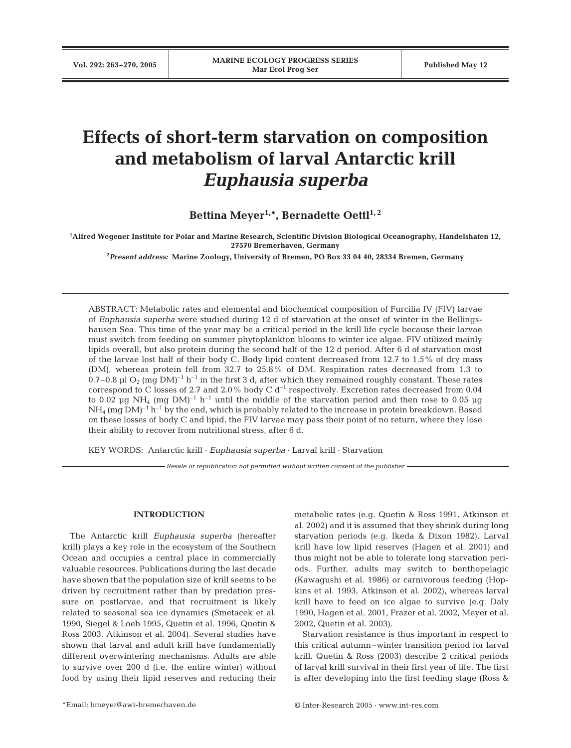# Effects of short-term starvation on composition and metabolism of larval Antarctic krill *Euphausia superba*

**Bettina Meyer[1,*], Bernadette Oettl[1,2]**

[1]Alfred Wegener Institute for Polar and Marine Research, Scientific Division Biological Oceanography, Handelshafen 12, 27570 Bremerhaven, Germany

[2]*Present address:* Marine Zoology, University of Bremen, PO Box 33 04 40, 28334 Bremen, Germany

ABSTRACT: Metabolic rates and elemental and biochemical composition of Furcilia IV (FIV) larvae of *Euphausia superba* were studied during 12 d of starvation at the onset of winter in the Bellingshausen Sea. This time of the year may be a critical period in the krill life cycle because their larvae must switch from feeding on summer phytoplankton blooms to winter ice algae. FIV utilized mainly lipids overall, but also protein during the second half of the 12 d period. After 6 d of starvation most of the larvae lost half of their body C. Body lipid content decreased from 12.7 to 1.5% of dry mass (DM), whereas protein fell from 32.7 to 25.8% of DM. Respiration rates decreased from 1.3 to 0.7–0.8 µl $O_2$ (mg DM)$^{-1}$ h$^{-1}$ in the first 3 d, after which they remained roughly constant. These rates correspond to C losses of 2.7 and 2.0% body C d$^{-1}$ respectively. Excretion rates decreased from 0.04 to 0.02 µg $NH_4$ (mg DM)$^{-1}$ h$^{-1}$ until the middle of the starvation period and then rose to 0.05 µg $NH_4$ (mg DM)$^{-1}$ h$^{-1}$ by the end, which is probably related to the increase in protein breakdown. Based on these losses of body C and lipid, the FIV larvae may pass their point of no return, where they lose their ability to recover from nutritional stress, after 6 d.

KEY WORDS: Antarctic krill · *Euphausia superba* · Larval krill · Starvation

*Resale or republication not permitted without written consent of the publisher*

## INTRODUCTION

The Antarctic krill *Euphausia superba* (hereafter krill) plays a key role in the ecosystem of the Southern Ocean and occupies a central place in commercially valuable resources. Publications during the last decade have shown that the population size of krill seems to be driven by recruitment rather than by predation pressure on postlarvae, and that recruitment is likely related to seasonal sea ice dynamics (Smetacek et al. 1990, Siegel & Loeb 1995, Quetin et al. 1996, Quetin & Ross 2003, Atkinson et al. 2004). Several studies have shown that larval and adult krill have fundamentally different overwintering mechanisms. Adults are able to survive over 200 d (i.e. the entire winter) without food by using their lipid reserves and reducing their metabolic rates (e.g. Quetin & Ross 1991, Atkinson et al. 2002) and it is assumed that they shrink during long starvation periods (e.g. Ikeda & Dixon 1982). Larval krill have low lipid reserves (Hagen et al. 2001) and thus might not be able to tolerate long starvation periods. Further, adults may switch to benthopelagic (Kawagushi et al. 1986) or carnivorous feeding (Hopkins et al. 1993, Atkinson et al. 2002), whereas larval krill have to feed on ice algae to survive (e.g. Daly 1990, Hagen et al. 2001, Frazer et al. 2002, Meyer et al. 2002, Quetin et al. 2003).

Starvation resistance is thus important in respect to this critical autumn–winter transition period for larval krill. Quetin & Ross (2003) describe 2 critical periods of larval krill survival in their first year of life. The first is after developing into the first feeding stage (Ross &

*Email: bmeyer@awi-bremerhaven.de

© Inter-Research 2005 · www.int-res.com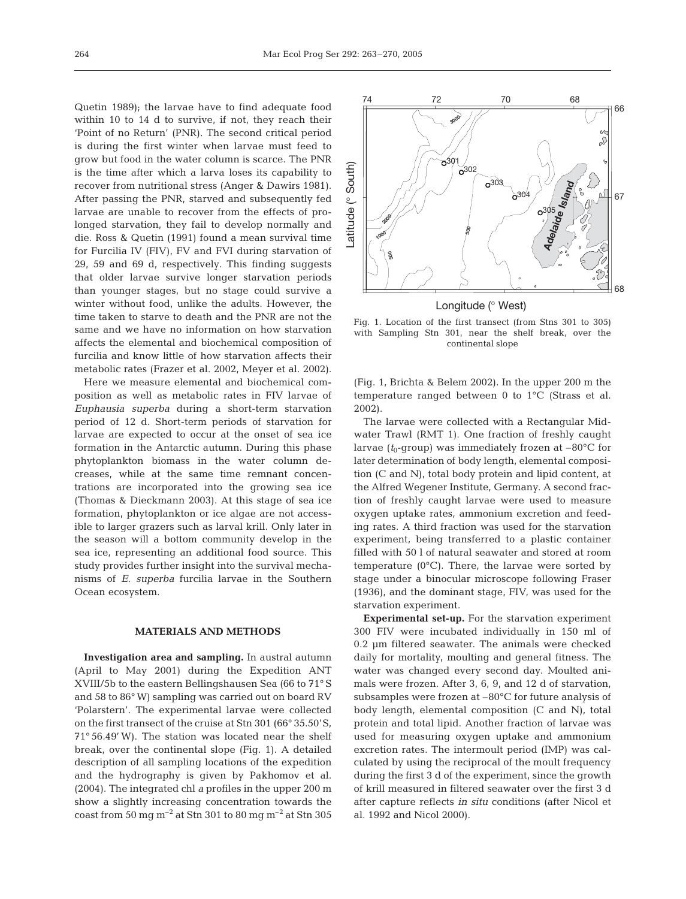Quetin 1989); the larvae have to find adequate food within 10 to 14 d to survive, if not, they reach their 'Point of no Return' (PNR). The second critical period is during the first winter when larvae must feed to grow but food in the water column is scarce. The PNR is the time after which a larva loses its capability to recover from nutritional stress (Anger & Dawirs 1981). After passing the PNR, starved and subsequently fed larvae are unable to recover from the effects of prolonged starvation, they fail to develop normally and die. Ross & Quetin (1991) found a mean survival time for Furcilia IV (FIV), FV and FVI during starvation of 29, 59 and 69 d, respectively. This finding suggests that older larvae survive longer starvation periods than younger stages, but no stage could survive a winter without food, unlike the adults. However, the time taken to starve to death and the PNR are not the same and we have no information on how starvation affects the elemental and biochemical composition of furcilia and know little of how starvation affects their metabolic rates (Frazer et al. 2002, Meyer et al. 2002).

Here we measure elemental and biochemical composition as well as metabolic rates in FIV larvae of *Euphausia superba* during a short-term starvation period of 12 d. Short-term periods of starvation for larvae are expected to occur at the onset of sea ice formation in the Antarctic autumn. During this phase phytoplankton biomass in the water column decreases, while at the same time remnant concentrations are incorporated into the growing sea ice (Thomas & Dieckmann 2003). At this stage of sea ice formation, phytoplankton or ice algae are not accessible to larger grazers such as larval krill. Only later in the season will a bottom community develop in the sea ice, representing an additional food source. This study provides further insight into the survival mechanisms of *E. superba* furcilia larvae in the Southern Ocean ecosystem.

## MATERIALS AND METHODS

**Investigation area and sampling.** In austral autumn (April to May 2001) during the Expedition ANT XVIII/5b to the eastern Bellingshausen Sea (66 to 71° S and 58 to 86° W) sampling was carried out on board RV 'Polarstern'. The experimental larvae were collected on the first transect of the cruise at Stn 301 (66° 35.50' S, 71° 56.49' W). The station was located near the shelf break, over the continental slope (Fig. 1). A detailed description of all sampling locations of the expedition and the hydrography is given by Pakhomov et al. (2004). The integrated chl *a* profiles in the upper 200 m show a slightly increasing concentration towards the coast from 50 mg m$^{-2}$ at Stn 301 to 80 mg m$^{-2}$ at Stn 305 (Fig. 1, Brichta & Belem 2002). In the upper 200 m the temperature ranged between 0 to 1°C (Strass et al. 2002).

Fig. 1. Location of the first transect (from Stns 301 to 305) with Sampling Stn 301, near the shelf break, over the continental slope

The larvae were collected with a Rectangular Midwater Trawl (RMT 1). One fraction of freshly caught larvae ($t_0$-group) was immediately frozen at –80°C for later determination of body length, elemental composition (C and N), total body protein and lipid content, at the Alfred Wegener Institute, Germany. A second fraction of freshly caught larvae were used to measure oxygen uptake rates, ammonium excretion and feeding rates. A third fraction was used for the starvation experiment, being transferred to a plastic container filled with 50 l of natural seawater and stored at room temperature (0°C). There, the larvae were sorted by stage under a binocular microscope following Fraser (1936), and the dominant stage, FIV, was used for the starvation experiment.

**Experimental set-up.** For the starvation experiment 300 FIV were incubated individually in 150 ml of 0.2 µm filtered seawater. The animals were checked daily for mortality, moulting and general fitness. The water was changed every second day. Moulted animals were frozen. After 3, 6, 9, and 12 d of starvation, subsamples were frozen at –80°C for future analysis of body length, elemental composition (C and N), total protein and total lipid. Another fraction of larvae was used for measuring oxygen uptake and ammonium excretion rates. The intermoult period (IMP) was calculated by using the reciprocal of the moult frequency during the first 3 d of the experiment, since the growth of krill measured in filtered seawater over the first 3 d after capture reflects *in situ* conditions (after Nicol et al. 1992 and Nicol 2000).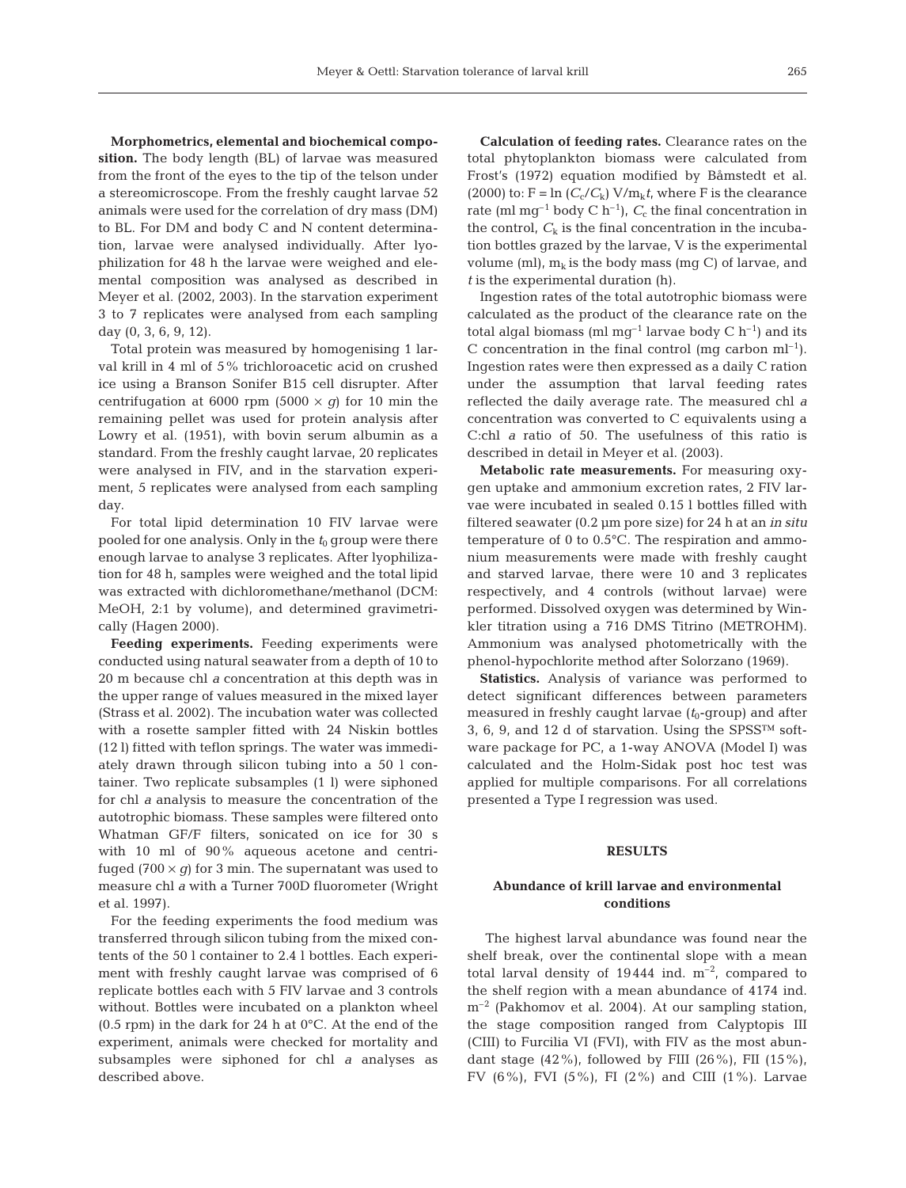**Morphometrics, elemental and biochemical composition.** The body length (BL) of larvae was measured from the front of the eyes to the tip of the telson under a stereomicroscope. From the freshly caught larvae 52 animals were used for the correlation of dry mass (DM) to BL. For DM and body C and N content determination, larvae were analysed individually. After lyophilization for 48 h the larvae were weighed and elemental composition was analysed as described in Meyer et al. (2002, 2003). In the starvation experiment 3 to 7 replicates were analysed from each sampling day (0, 3, 6, 9, 12).

Total protein was measured by homogenising 1 larval krill in 4 ml of 5% trichloroacetic acid on crushed ice using a Branson Sonifer B15 cell disrupter. After centrifugation at 6000 rpm (5000 × *g*) for 10 min the remaining pellet was used for protein analysis after Lowry et al. (1951), with bovin serum albumin as a standard. From the freshly caught larvae, 20 replicates were analysed in FIV, and in the starvation experiment, 5 replicates were analysed from each sampling day.

For total lipid determination 10 FIV larvae were pooled for one analysis. Only in the $t_0$ group were there enough larvae to analyse 3 replicates. After lyophilization for 48 h, samples were weighed and the total lipid was extracted with dichloromethane/methanol (DCM: MeOH, 2:1 by volume), and determined gravimetrically (Hagen 2000).

**Feeding experiments.** Feeding experiments were conducted using natural seawater from a depth of 10 to 20 m because chl *a* concentration at this depth was in the upper range of values measured in the mixed layer (Strass et al. 2002). The incubation water was collected with a rosette sampler fitted with 24 Niskin bottles (12 l) fitted with teflon springs. The water was immediately drawn through silicon tubing into a 50 l container. Two replicate subsamples (1 l) were siphoned for chl *a* analysis to measure the concentration of the autotrophic biomass. These samples were filtered onto Whatman GF/F filters, sonicated on ice for 30 s with 10 ml of 90% aqueous acetone and centrifuged (700 × *g*) for 3 min. The supernatant was used to measure chl *a* with a Turner 700D fluorometer (Wright et al. 1997).

For the feeding experiments the food medium was transferred through silicon tubing from the mixed contents of the 50 l container to 2.4 l bottles. Each experiment with freshly caught larvae was comprised of 6 replicate bottles each with 5 FIV larvae and 3 controls without. Bottles were incubated on a plankton wheel (0.5 rpm) in the dark for 24 h at 0°C. At the end of the experiment, animals were checked for mortality and subsamples were siphoned for chl *a* analyses as described above.

**Calculation of feeding rates.** Clearance rates on the total phytoplankton biomass were calculated from Frost's (1972) equation modified by Båmstedt et al. (2000) to: $F = \ln (C_c/C_k)\ V/m_k t$, where F is the clearance rate (ml mg$^{-1}$ body C h$^{-1}$), $C_c$ the final concentration in the control, $C_k$ is the final concentration in the incubation bottles grazed by the larvae, V is the experimental volume (ml), $m_k$ is the body mass (mg C) of larvae, and *t* is the experimental duration (h).

Ingestion rates of the total autotrophic biomass were calculated as the product of the clearance rate on the total algal biomass (ml mg$^{-1}$ larvae body C h$^{-1}$) and its C concentration in the final control (mg carbon ml$^{-1}$). Ingestion rates were then expressed as a daily C ration under the assumption that larval feeding rates reflected the daily average rate. The measured chl *a* concentration was converted to C equivalents using a C:chl *a* ratio of 50. The usefulness of this ratio is described in detail in Meyer et al. (2003).

**Metabolic rate measurements.** For measuring oxygen uptake and ammonium excretion rates, 2 FIV larvae were incubated in sealed 0.15 l bottles filled with filtered seawater (0.2 µm pore size) for 24 h at an *in situ* temperature of 0 to 0.5°C. The respiration and ammonium measurements were made with freshly caught and starved larvae, there were 10 and 3 replicates respectively, and 4 controls (without larvae) were performed. Dissolved oxygen was determined by Winkler titration using a 716 DMS Titrino (METROHM). Ammonium was analysed photometrically with the phenol-hypochlorite method after Solorzano (1969).

**Statistics.** Analysis of variance was performed to detect significant differences between parameters measured in freshly caught larvae ($t_0$-group) and after 3, 6, 9, and 12 d of starvation. Using the SPSS™ software package for PC, a 1-way ANOVA (Model I) was calculated and the Holm-Sidak post hoc test was applied for multiple comparisons. For all correlations presented a Type I regression was used.

## RESULTS

### Abundance of krill larvae and environmental conditions

The highest larval abundance was found near the shelf break, over the continental slope with a mean total larval density of 19444 ind. m$^{-2}$, compared to the shelf region with a mean abundance of 4174 ind. m$^{-2}$ (Pakhomov et al. 2004). At our sampling station, the stage composition ranged from Calyptopis III (CIII) to Furcilia VI (FVI), with FIV as the most abundant stage (42%), followed by FIII (26%), FII (15%), FV (6%), FVI (5%), FI (2%) and CIII (1%). Larvae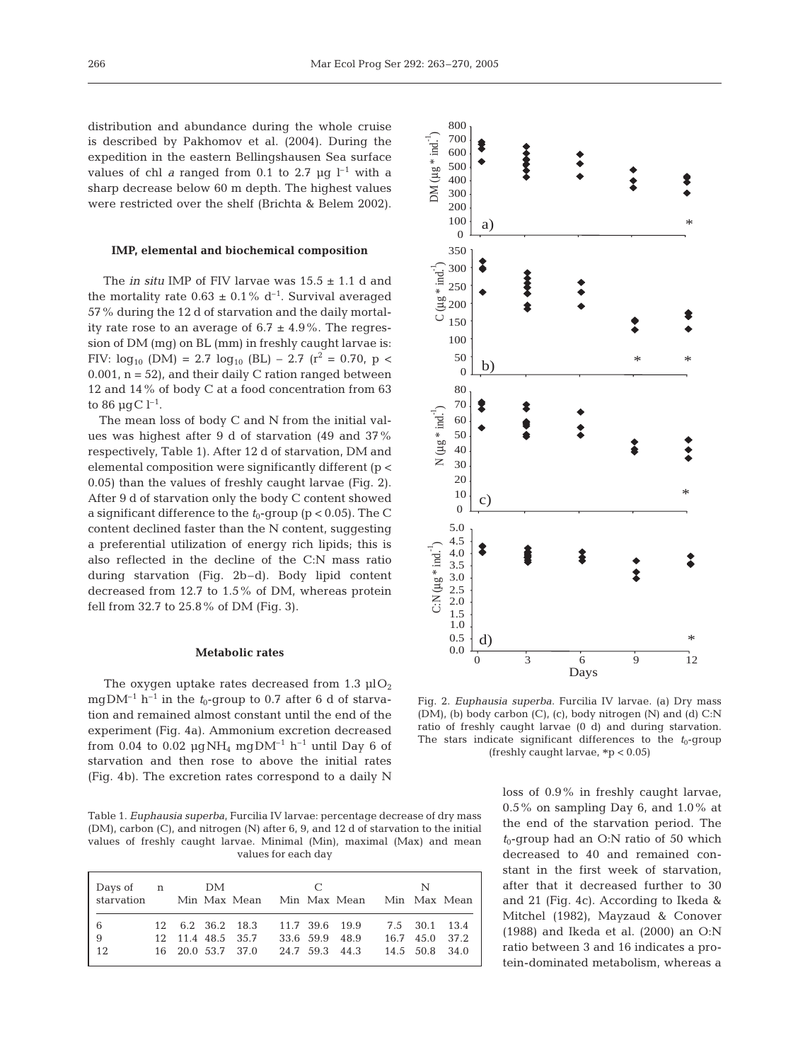distribution and abundance during the whole cruise is described by Pakhomov et al. (2004). During the expedition in the eastern Bellingshausen Sea surface values of chl *a* ranged from 0.1 to 2.7 µg $l^{-1}$ with a sharp decrease below 60 m depth. The highest values were restricted over the shelf (Brichta & Belem 2002).

### IMP, elemental and biochemical composition

The *in situ* IMP of FIV larvae was 15.5 ± 1.1 d and the mortality rate 0.63 ± 0.1% $d^{-1}$. Survival averaged 57% during the 12 d of starvation and the daily mortality rate rose to an average of 6.7 ± 4.9%. The regression of DM (mg) on BL (mm) in freshly caught larvae is: FIV: $\log_{10}$ (DM) = 2.7 $\log_{10}$ (BL) – 2.7 ($r^2$ = 0.70, $p <$ 0.001, n = 52), and their daily C ration ranged between 12 and 14% of body C at a food concentration from 63 to 86 µgC $l^{-1}$.

The mean loss of body C and N from the initial values was highest after 9 d of starvation (49 and 37% respectively, Table 1). After 12 d of starvation, DM and elemental composition were significantly different ($p <$ 0.05) than the values of freshly caught larvae (Fig. 2). After 9 d of starvation only the body C content showed a significant difference to the $t_0$-group ($p < 0.05$). The C content declined faster than the N content, suggesting a preferential utilization of energy rich lipids; this is also reflected in the decline of the C:N mass ratio during starvation (Fig. 2b–d). Body lipid content decreased from 12.7 to 1.5% of DM, whereas protein fell from 32.7 to 25.8% of DM (Fig. 3).

### Metabolic rates

The oxygen uptake rates decreased from 1.3 µl$O_2$ mgDM$^{-1}$ $h^{-1}$ in the $t_0$-group to 0.7 after 6 d of starvation and remained almost constant until the end of the experiment (Fig. 4a). Ammonium excretion decreased from 0.04 to 0.02 µg$NH_4$ mgDM$^{-1}$ $h^{-1}$ until Day 6 of starvation and then rose to above the initial rates (Fig. 4b). The excretion rates correspond to a daily N loss of 0.9% in freshly caught larvae, 0.5% on sampling Day 6, and 1.0% at the end of the starvation period. The $t_0$-group had an O:N ratio of 50 which decreased to 40 and remained constant in the first week of starvation, after that it decreased further to 30 and 21 (Fig. 4c). According to Ikeda & Mitchel (1982), Mayzaud & Conover (1988) and Ikeda et al. (2000) an O:N ratio between 3 and 16 indicates a protein-dominated metabolism, whereas a

Fig. 2. *Euphausia superba*. Furcilia IV larvae. (a) Dry mass (DM), (b) body carbon (C), (c), body nitrogen (N) and (d) C:N ratio of freshly caught larvae (0 d) and during starvation. The stars indicate significant differences to the $t_0$-group (freshly caught larvae, *$p < 0.05$)

Table 1. *Euphausia superba*, Furcilia IV larvae: percentage decrease of dry mass (DM), carbon (C), and nitrogen (N) after 6, 9, and 12 d of starvation to the initial values of freshly caught larvae. Minimal (Min), maximal (Max) and mean values for each day

| Days of starvation | n | DM | | | C | | | N | | |
|---|---|---|---|---|---|---|---|---|---|---|
| | | Min | Max | Mean | Min | Max | Mean | Min | Max | Mean |
| 6 | 12 | 6.2 | 36.2 | 18.3 | 11.7 | 39.6 | 19.9 | 7.5 | 30.1 | 13.4 |
| 9 | 12 | 11.4 | 48.5 | 35.7 | 33.6 | 59.9 | 48.9 | 16.7 | 45.0 | 37.2 |
| 12 | 16 | 20.0 | 53.7 | 37.0 | 24.7 | 59.3 | 44.3 | 14.5 | 50.8 | 34.0 |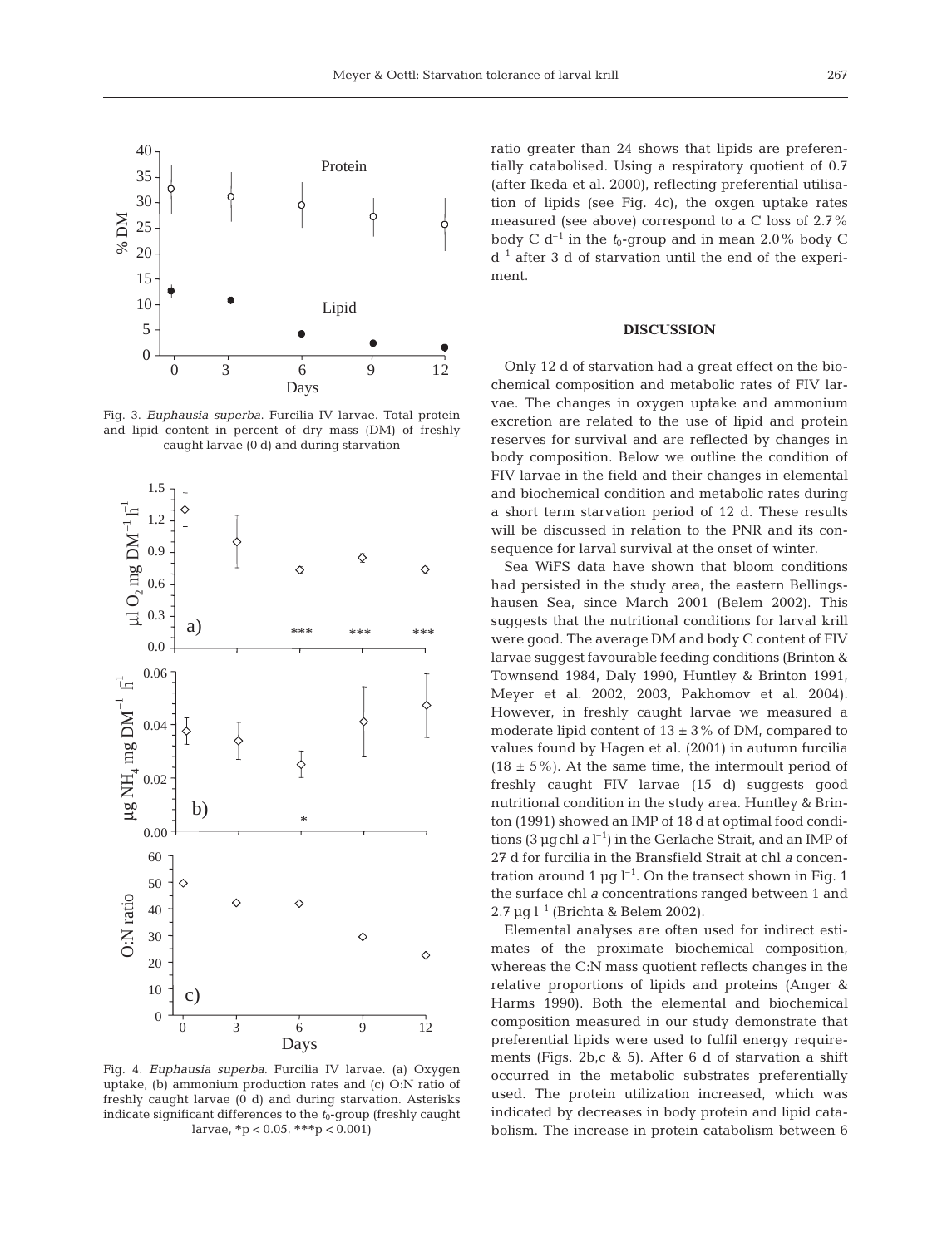Fig. 3. *Euphausia superba*. Furcilia IV larvae. Total protein and lipid content in percent of dry mass (DM) of freshly caught larvae (0 d) and during starvation

Fig. 4. *Euphausia superba*. Furcilia IV larvae. (a) Oxygen uptake, (b) ammonium production rates and (c) O:N ratio of freshly caught larvae (0 d) and during starvation. Asterisks indicate significant differences to the $t_0$-group (freshly caught larvae, \*$p < 0.05$, \*\*\*$p < 0.001$)

ratio greater than 24 shows that lipids are preferentially catabolised. Using a respiratory quotient of 0.7 (after Ikeda et al. 2000), reflecting preferential utilisation of lipids (see Fig. 4c), the oxgen uptake rates measured (see above) correspond to a C loss of 2.7% body C $d^{-1}$ in the $t_0$-group and in mean 2.0% body C $d^{-1}$ after 3 d of starvation until the end of the experiment.

## DISCUSSION

Only 12 d of starvation had a great effect on the biochemical composition and metabolic rates of FIV larvae. The changes in oxygen uptake and ammonium excretion are related to the use of lipid and protein reserves for survival and are reflected by changes in body composition. Below we outline the condition of FIV larvae in the field and their changes in elemental and biochemical condition and metabolic rates during a short term starvation period of 12 d. These results will be discussed in relation to the PNR and its consequence for larval survival at the onset of winter.

Sea WiFS data have shown that bloom conditions had persisted in the study area, the eastern Bellingshausen Sea, since March 2001 (Belem 2002). This suggests that the nutritional conditions for larval krill were good. The average DM and body C content of FIV larvae suggest favourable feeding conditions (Brinton & Townsend 1984, Daly 1990, Huntley & Brinton 1991, Meyer et al. 2002, 2003, Pakhomov et al. 2004). However, in freshly caught larvae we measured a moderate lipid content of 13 ± 3% of DM, compared to values found by Hagen et al. (2001) in autumn furcilia (18 ± 5%). At the same time, the intermoult period of freshly caught FIV larvae (15 d) suggests good nutritional condition in the study area. Huntley & Brinton (1991) showed an IMP of 18 d at optimal food conditions (3 µg chl *a* $l^{-1}$) in the Gerlache Strait, and an IMP of 27 d for furcilia in the Bransfield Strait at chl *a* concentration around 1 µg $l^{-1}$. On the transect shown in Fig. 1 the surface chl *a* concentrations ranged between 1 and 2.7 µg $l^{-1}$ (Brichta & Belem 2002).

Elemental analyses are often used for indirect estimates of the proximate biochemical composition, whereas the C:N mass quotient reflects changes in the relative proportions of lipids and proteins (Anger & Harms 1990). Both the elemental and biochemical composition measured in our study demonstrate that preferential lipids were used to fulfil energy requirements (Figs. 2b,c & 5). After 6 d of starvation a shift occurred in the metabolic substrates preferentially used. The protein utilization increased, which was indicated by decreases in body protein and lipid catabolism. The increase in protein catabolism between 6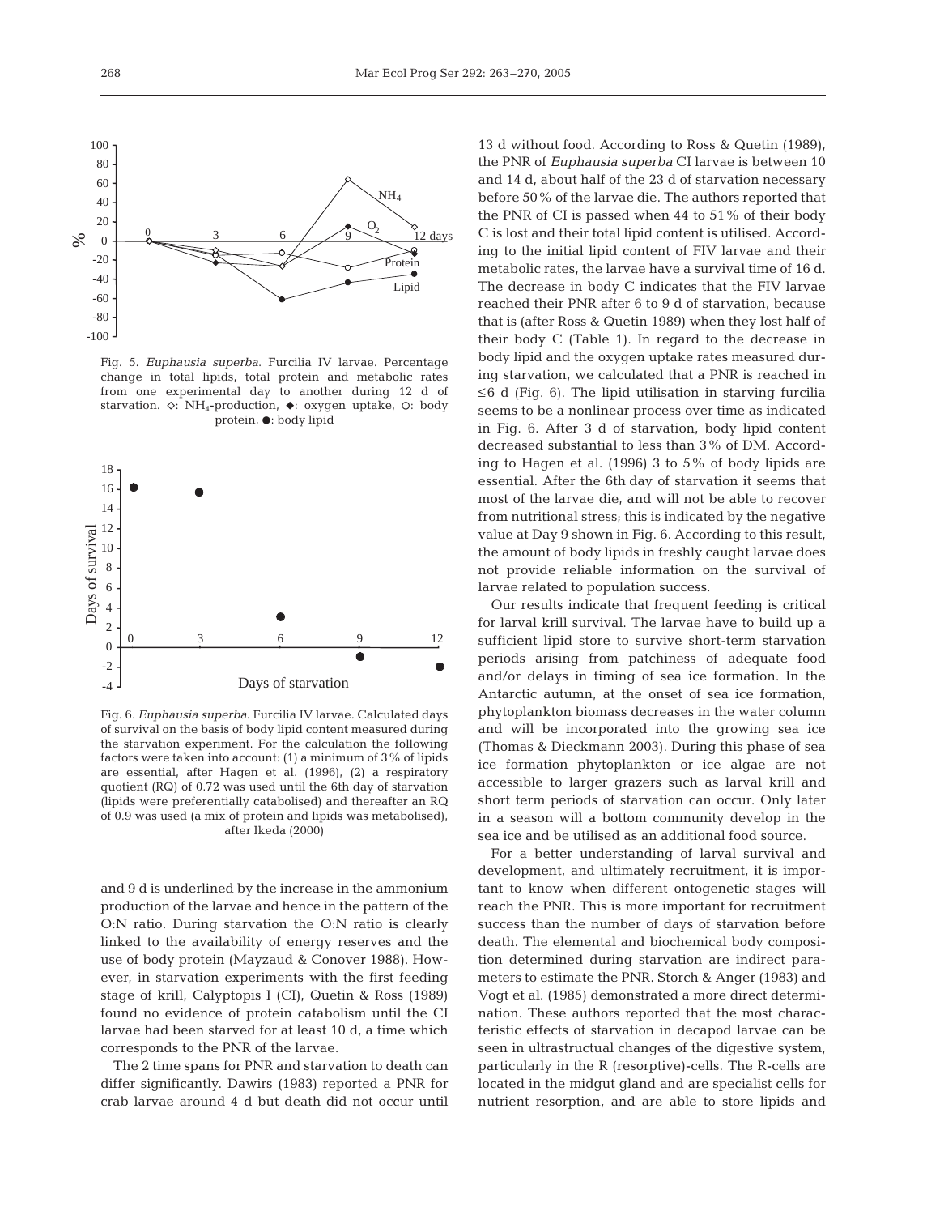Fig. 5. *Euphausia superba*. Furcilia IV larvae. Percentage change in total lipids, total protein and metabolic rates from one experimental day to another during 12 d of starvation. ◇: $NH_4$-production, ◆: oxygen uptake, ○: body protein, ●: body lipid

Fig. 6. *Euphausia superba*. Furcilia IV larvae. Calculated days of survival on the basis of body lipid content measured during the starvation experiment. For the calculation the following factors were taken into account: (1) a minimum of 3% of lipids are essential, after Hagen et al. (1996), (2) a respiratory quotient (RQ) of 0.72 was used until the 6th day of starvation (lipids were preferentially catabolised) and thereafter an RQ of 0.9 was used (a mix of protein and lipids was metabolised), after Ikeda (2000)

and 9 d is underlined by the increase in the ammonium production of the larvae and hence in the pattern of the O:N ratio. During starvation the O:N ratio is clearly linked to the availability of energy reserves and the use of body protein (Mayzaud & Conover 1988). However, in starvation experiments with the first feeding stage of krill, Calyptopis I (CI), Quetin & Ross (1989) found no evidence of protein catabolism until the CI larvae had been starved for at least 10 d, a time which corresponds to the PNR of the larvae.

The 2 time spans for PNR and starvation to death can differ significantly. Dawirs (1983) reported a PNR for crab larvae around 4 d but death did not occur until 13 d without food. According to Ross & Quetin (1989), the PNR of *Euphausia superba* CI larvae is between 10 and 14 d, about half of the 23 d of starvation necessary before 50% of the larvae die. The authors reported that the PNR of CI is passed when 44 to 51% of their body C is lost and their total lipid content is utilised. According to the initial lipid content of FIV larvae and their metabolic rates, the larvae have a survival time of 16 d. The decrease in body C indicates that the FIV larvae reached their PNR after 6 to 9 d of starvation, because that is (after Ross & Quetin 1989) when they lost half of their body C (Table 1). In regard to the decrease in body lipid and the oxygen uptake rates measured during starvation, we calculated that a PNR is reached in ≤6 d (Fig. 6). The lipid utilisation in starving furcilia seems to be a nonlinear process over time as indicated in Fig. 6. After 3 d of starvation, body lipid content decreased substantial to less than 3% of DM. According to Hagen et al. (1996) 3 to 5% of body lipids are essential. After the 6th day of starvation it seems that most of the larvae die, and will not be able to recover from nutritional stress; this is indicated by the negative value at Day 9 shown in Fig. 6. According to this result, the amount of body lipids in freshly caught larvae does not provide reliable information on the survival of larvae related to population success.

Our results indicate that frequent feeding is critical for larval krill survival. The larvae have to build up a sufficient lipid store to survive short-term starvation periods arising from patchiness of adequate food and/or delays in timing of sea ice formation. In the Antarctic autumn, at the onset of sea ice formation, phytoplankton biomass decreases in the water column and will be incorporated into the growing sea ice (Thomas & Dieckmann 2003). During this phase of sea ice formation phytoplankton or ice algae are not accessible to larger grazers such as larval krill and short term periods of starvation can occur. Only later in a season will a bottom community develop in the sea ice and be utilised as an additional food source.

For a better understanding of larval survival and development, and ultimately recruitment, it is important to know when different ontogenetic stages will reach the PNR. This is more important for recruitment success than the number of days of starvation before death. The elemental and biochemical body composition determined during starvation are indirect parameters to estimate the PNR. Storch & Anger (1983) and Vogt et al. (1985) demonstrated a more direct determination. These authors reported that the most characteristic effects of starvation in decapod larvae can be seen in ultrastructural changes of the digestive system, particularly in the R (resorptive)-cells. The R-cells are located in the midgut gland and are specialist cells for nutrient resorption, and are able to store lipids and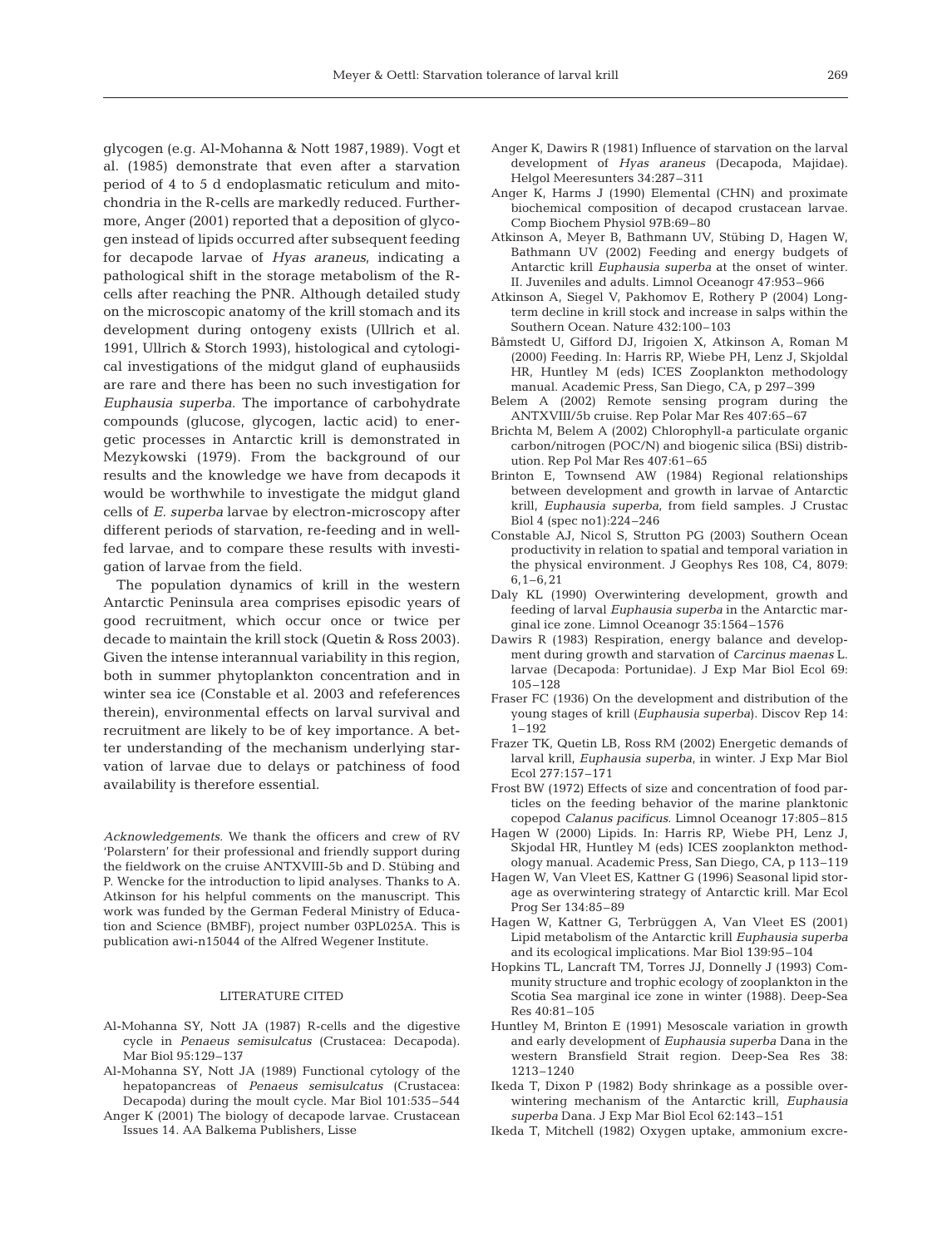glycogen (e.g. Al-Mohanna & Nott 1987,1989). Vogt et al. (1985) demonstrate that even after a starvation period of 4 to 5 d endoplasmatic reticulum and mitochondria in the R-cells are markedly reduced. Furthermore, Anger (2001) reported that a deposition of glycogen instead of lipids occurred after subsequent feeding for decapode larvae of *Hyas araneus*, indicating a pathological shift in the storage metabolism of the R-cells after reaching the PNR. Although detailed study on the microscopic anatomy of the krill stomach and its development during ontogeny exists (Ullrich et al. 1991, Ullrich & Storch 1993), histological and cytological investigations of the midgut gland of euphausiids are rare and there has been no such investigation for *Euphausia superba*. The importance of carbohydrate compounds (glucose, glycogen, lactic acid) to energetic processes in Antarctic krill is demonstrated in Mezykowski (1979). From the background of our results and the knowledge we have from decapods it would be worthwhile to investigate the midgut gland cells of *E. superba* larvae by electron-microscopy after different periods of starvation, re-feeding and in well-fed larvae, and to compare these results with investigation of larvae from the field.

The population dynamics of krill in the western Antarctic Peninsula area comprises episodic years of good recruitment, which occur once or twice per decade to maintain the krill stock (Quetin & Ross 2003). Given the intense interannual variability in this region, both in summer phytoplankton concentration and in winter sea ice (Constable et al. 2003 and refeferences therein), environmental effects on larval survival and recruitment are likely to be of key importance. A better understanding of the mechanism underlying starvation of larvae due to delays or patchiness of food availability is therefore essential.

*Acknowledgements.* We thank the officers and crew of RV 'Polarstern' for their professional and friendly support during the fieldwork on the cruise ANTXVIII-5b and D. Stübing and P. Wencke for the introduction to lipid analyses. Thanks to A. Atkinson for his helpful comments on the manuscript. This work was funded by the German Federal Ministry of Education and Science (BMBF), project number 03PL025A. This is publication awi-n15044 of the Alfred Wegener Institute.

## LITERATURE CITED

Al-Mohanna SY, Nott JA (1987) R-cells and the digestive cycle in *Penaeus semisulcatus* (Crustacea: Decapoda). Mar Biol 95:129–137

Al-Mohanna SY, Nott JA (1989) Functional cytology of the hepatopancreas of *Penaeus semisulcatus* (Crustacea: Decapoda) during the moult cycle. Mar Biol 101:535–544

Anger K (2001) The biology of decapode larvae. Crustacean Issues 14. AA Balkema Publishers, Lisse

Anger K, Dawirs R (1981) Influence of starvation on the larval development of *Hyas araneus* (Decapoda, Majidae). Helgol Meeresunters 34:287–311

Anger K, Harms J (1990) Elemental (CHN) and proximate biochemical composition of decapod crustacean larvae. Comp Biochem Physiol 97B:69–80

Atkinson A, Meyer B, Bathmann UV, Stübing D, Hagen W, Bathmann UV (2002) Feeding and energy budgets of Antarctic krill *Euphausia superba* at the onset of winter. II. Juveniles and adults. Limnol Oceanogr 47:953–966

Atkinson A, Siegel V, Pakhomov E, Rothery P (2004) Long-term decline in krill stock and increase in salps within the Southern Ocean. Nature 432:100–103

Båmstedt U, Gifford DJ, Irigoien X, Atkinson A, Roman M (2000) Feeding. In: Harris RP, Wiebe PH, Lenz J, Skjoldal HR, Huntley M (eds) ICES Zooplankton methodology manual. Academic Press, San Diego, CA, p 297–399

Belem A (2002) Remote sensing program during the ANTXVIII/5b cruise. Rep Polar Mar Res 407:65–67

Brichta M, Belem A (2002) Chlorophyll-a particulate organic carbon/nitrogen (POC/N) and biogenic silica (BSi) distribution. Rep Pol Mar Res 407:61–65

Brinton E, Townsend AW (1984) Regional relationships between development and growth in larvae of Antarctic krill, *Euphausia superba*, from field samples. J Crustac Biol 4 (spec no1):224–246

Constable AJ, Nicol S, Strutton PG (2003) Southern Ocean productivity in relation to spatial and temporal variation in the physical environment. J Geophys Res 108, C4, 8079: 6,1–6,21

Daly KL (1990) Overwintering development, growth and feeding of larval *Euphausia superba* in the Antarctic marginal ice zone. Limnol Oceanogr 35:1564–1576

Dawirs R (1983) Respiration, energy balance and development during growth and starvation of *Carcinus maenas* L. larvae (Decapoda: Portunidae). J Exp Mar Biol Ecol 69: 105–128

Fraser FC (1936) On the development and distribution of the young stages of krill (*Euphausia superba*). Discov Rep 14: 1–192

Frazer TK, Quetin LB, Ross RM (2002) Energetic demands of larval krill, *Euphausia superba*, in winter. J Exp Mar Biol Ecol 277:157–171

Frost BW (1972) Effects of size and concentration of food particles on the feeding behavior of the marine planktonic copepod *Calanus pacificus*. Limnol Oceanogr 17:805–815

Hagen W (2000) Lipids. In: Harris RP, Wiebe PH, Lenz J, Skjodal HR, Huntley M (eds) ICES zooplankton methodology manual. Academic Press, San Diego, CA, p 113–119

Hagen W, Van Vleet ES, Kattner G (1996) Seasonal lipid storage as overwintering strategy of Antarctic krill. Mar Ecol Prog Ser 134:85–89

Hagen W, Kattner G, Terbrüggen A, Van Vleet ES (2001) Lipid metabolism of the Antarctic krill *Euphausia superba* and its ecological implications. Mar Biol 139:95–104

Hopkins TL, Lancraft TM, Torres JJ, Donnelly J (1993) Community structure and trophic ecology of zooplankton in the Scotia Sea marginal ice zone in winter (1988). Deep-Sea Res 40:81–105

Huntley M, Brinton E (1991) Mesoscale variation in growth and early development of *Euphausia superba* Dana in the western Bransfield Strait region. Deep-Sea Res 38: 1213–1240

Ikeda T, Dixon P (1982) Body shrinkage as a possible overwintering mechanism of the Antarctic krill, *Euphausia superba* Dana. J Exp Mar Biol Ecol 62:143–151

Ikeda T, Mitchell (1982) Oxygen uptake, ammonium excre-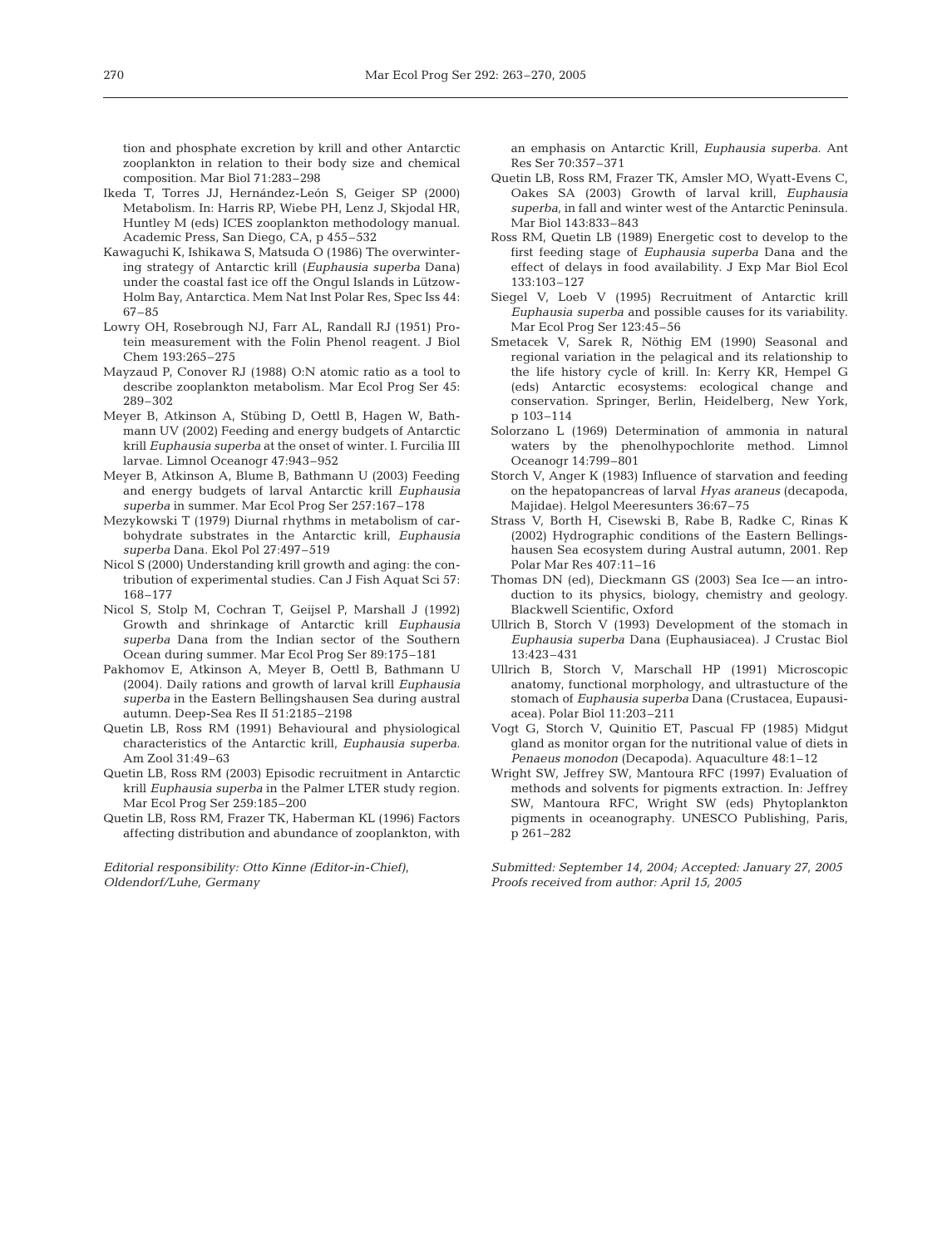tion and phosphate excretion by krill and other Antarctic zooplankton in relation to their body size and chemical composition. Mar Biol 71:283–298

Ikeda T, Torres JJ, Hernández-León S, Geiger SP (2000) Metabolism. In: Harris RP, Wiebe PH, Lenz J, Skjodal HR, Huntley M (eds) ICES zooplankton methodology manual. Academic Press, San Diego, CA, p 455–532

Kawaguchi K, Ishikawa S, Matsuda O (1986) The overwintering strategy of Antarctic krill (*Euphausia superba* Dana) under the coastal fast ice off the Ongul Islands in Lützow-Holm Bay, Antarctica. Mem Nat Inst Polar Res, Spec Iss 44: 67–85

Lowry OH, Rosebrough NJ, Farr AL, Randall RJ (1951) Protein measurement with the Folin Phenol reagent. J Biol Chem 193:265–275

Mayzaud P, Conover RJ (1988) O:N atomic ratio as a tool to describe zooplankton metabolism. Mar Ecol Prog Ser 45: 289–302

Meyer B, Atkinson A, Stübing D, Oettl B, Hagen W, Bathmann UV (2002) Feeding and energy budgets of Antarctic krill *Euphausia superba* at the onset of winter. I. Furcilia III larvae. Limnol Oceanogr 47:943–952

Meyer B, Atkinson A, Blume B, Bathmann U (2003) Feeding and energy budgets of larval Antarctic krill *Euphausia superba* in summer. Mar Ecol Prog Ser 257:167–178

Mezykowski T (1979) Diurnal rhythms in metabolism of carbohydrate substrates in the Antarctic krill, *Euphausia superba* Dana. Ekol Pol 27:497–519

Nicol S (2000) Understanding krill growth and aging: the contribution of experimental studies. Can J Fish Aquat Sci 57: 168–177

Nicol S, Stolp M, Cochran T, Geijsel P, Marshall J (1992) Growth and shrinkage of Antarctic krill *Euphausia superba* Dana from the Indian sector of the Southern Ocean during summer. Mar Ecol Prog Ser 89:175–181

Pakhomov E, Atkinson A, Meyer B, Oettl B, Bathmann U (2004). Daily rations and growth of larval krill *Euphausia superba* in the Eastern Bellingshausen Sea during austral autumn. Deep-Sea Res II 51:2185–2198

Quetin LB, Ross RM (1991) Behavioural and physiological characteristics of the Antarctic krill, *Euphausia superba*. Am Zool 31:49–63

Quetin LB, Ross RM (2003) Episodic recruitment in Antarctic krill *Euphausia superba* in the Palmer LTER study region. Mar Ecol Prog Ser 259:185–200

Quetin LB, Ross RM, Frazer TK, Haberman KL (1996) Factors affecting distribution and abundance of zooplankton, with an emphasis on Antarctic Krill, *Euphausia superba*. Ant Res Ser 70:357–371

Quetin LB, Ross RM, Frazer TK, Amsler MO, Wyatt-Evens C, Oakes SA (2003) Growth of larval krill, *Euphausia superba*, in fall and winter west of the Antarctic Peninsula. Mar Biol 143:833–843

Ross RM, Quetin LB (1989) Energetic cost to develop to the first feeding stage of *Euphausia superba* Dana and the effect of delays in food availability. J Exp Mar Biol Ecol 133:103–127

Siegel V, Loeb V (1995) Recruitment of Antarctic krill *Euphausia superba* and possible causes for its variability. Mar Ecol Prog Ser 123:45–56

Smetacek V, Sarek R, Nöthig EM (1990) Seasonal and regional variation in the pelagical and its relationship to the life history cycle of krill. In: Kerry KR, Hempel G (eds) Antarctic ecosystems: ecological change and conservation. Springer, Berlin, Heidelberg, New York, p 103–114

Solorzano L (1969) Determination of ammonia in natural waters by the phenolhypochlorite method. Limnol Oceanogr 14:799–801

Storch V, Anger K (1983) Influence of starvation and feeding on the hepatopancreas of larval *Hyas araneus* (decapoda, Majidae). Helgol Meeresunters 36:67–75

Strass V, Borth H, Cisewski B, Rabe B, Radke C, Rinas K (2002) Hydrographic conditions of the Eastern Bellingshausen Sea ecosystem during Austral autumn, 2001. Rep Polar Mar Res 407:11–16

Thomas DN (ed), Dieckmann GS (2003) Sea Ice — an introduction to its physics, biology, chemistry and geology. Blackwell Scientific, Oxford

Ullrich B, Storch V (1993) Development of the stomach in *Euphausia superba* Dana (Euphausiacea). J Crustac Biol 13:423–431

Ullrich B, Storch V, Marschall HP (1991) Microscopic anatomy, functional morphology, and ultrastucture of the stomach of *Euphausia superba* Dana (Crustacea, Eupausiacea). Polar Biol 11:203–211

Vogt G, Storch V, Quinitio ET, Pascual FP (1985) Midgut gland as monitor organ for the nutritional value of diets in *Penaeus monodon* (Decapoda). Aquaculture 48:1–12

Wright SW, Jeffrey SW, Mantoura RFC (1997) Evaluation of methods and solvents for pigments extraction. In: Jeffrey SW, Mantoura RFC, Wright SW (eds) Phytoplankton pigments in oceanography. UNESCO Publishing, Paris, p 261–282

*Editorial responsibility: Otto Kinne (Editor-in-Chief), Oldendorf/Luhe, Germany*

*Submitted: September 14, 2004; Accepted: January 27, 2005*
*Proofs received from author: April 15, 2005*